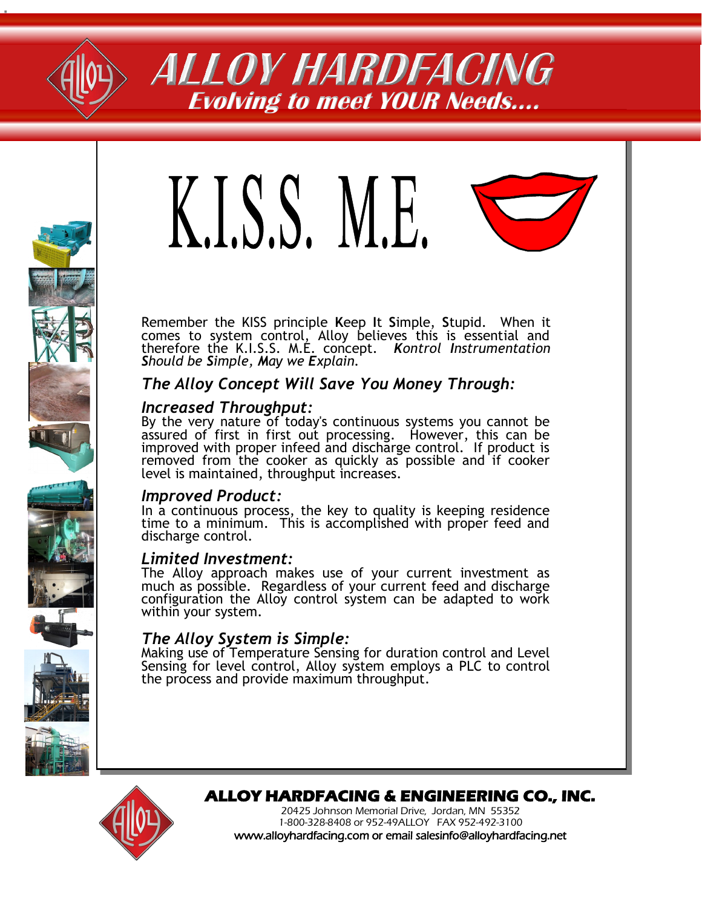# ALLOY HARDFACING

*Evolving to meet YOUR Needs....*

# K.I.S.S. M.E.

Remember the KISS principle **K**eep **I**t **S**imple, **S**tupid. When it comes to system control, Alloy believes this is essential and therefore the K.I.S.S. M.E. concept. ***K**ontrol **I**nstrumentation **S**hould be **S**imple, **M**ay we **E**xplain.*

## *The Alloy Concept Will Save You Money Through:*

### *Increased Throughput:*

By the very nature of today's continuous systems you cannot be assured of first in first out processing. However, this can be improved with proper infeed and discharge control. If product is removed from the cooker as quickly as possible and if cooker level is maintained, throughput increases.

### *Improved Product:*

In a continuous process, the key to quality is keeping residence time to a minimum. This is accomplished with proper feed and discharge control.

### *Limited Investment:*

The Alloy approach makes use of your current investment as much as possible. Regardless of your current feed and discharge configuration the Alloy control system can be adapted to work within your system.

### *The Alloy System is Simple:*

Making use of Temperature Sensing for duration control and Level Sensing for level control, Alloy system employs a PLC to control the process and provide maximum throughput.

**ALLOY HARDFACING & ENGINEERING CO., INC.**

20425 Johnson Memorial Drive, Jordan, MN 55352
1-800-328-8408 or 952-49ALLOY FAX 952-492-3100
www.alloyhardfacing.com or email salesinfo@alloyhardfacing.net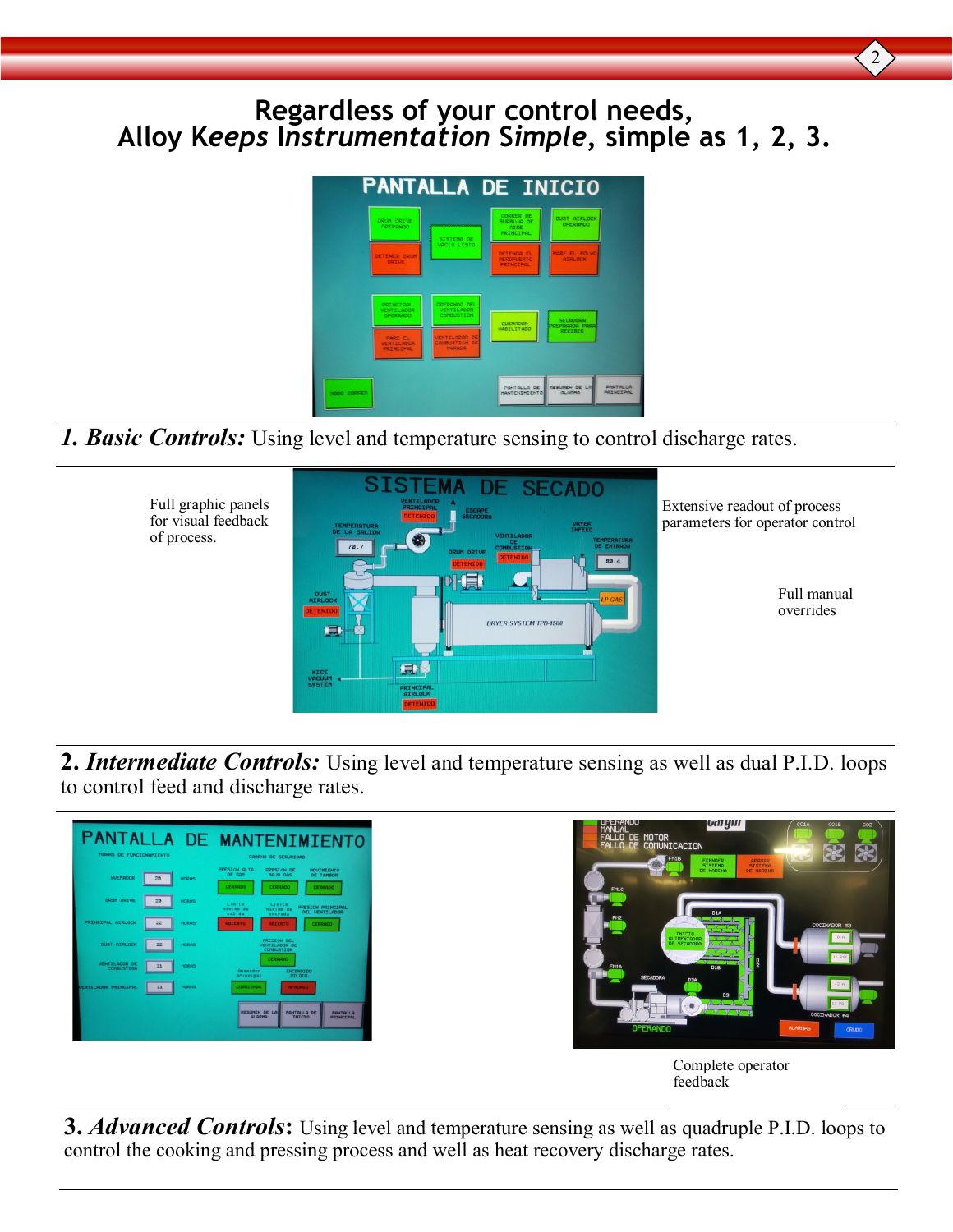# Regardless of your control needs,
# Alloy *Keeps Instrumentation Simple*, simple as 1, 2, 3.

***1. Basic Controls:*** Using level and temperature sensing to control discharge rates.

Full graphic panels for visual feedback of process.

Extensive readout of process parameters for operator control

Full manual overrides

**2.** ***Intermediate Controls:*** Using level and temperature sensing as well as dual P.I.D. loops to control feed and discharge rates.

Complete operator feedback

**3.** ***Advanced Controls*****:** Using level and temperature sensing as well as quadruple P.I.D. loops to control the cooking and pressing process and well as heat recovery discharge rates.